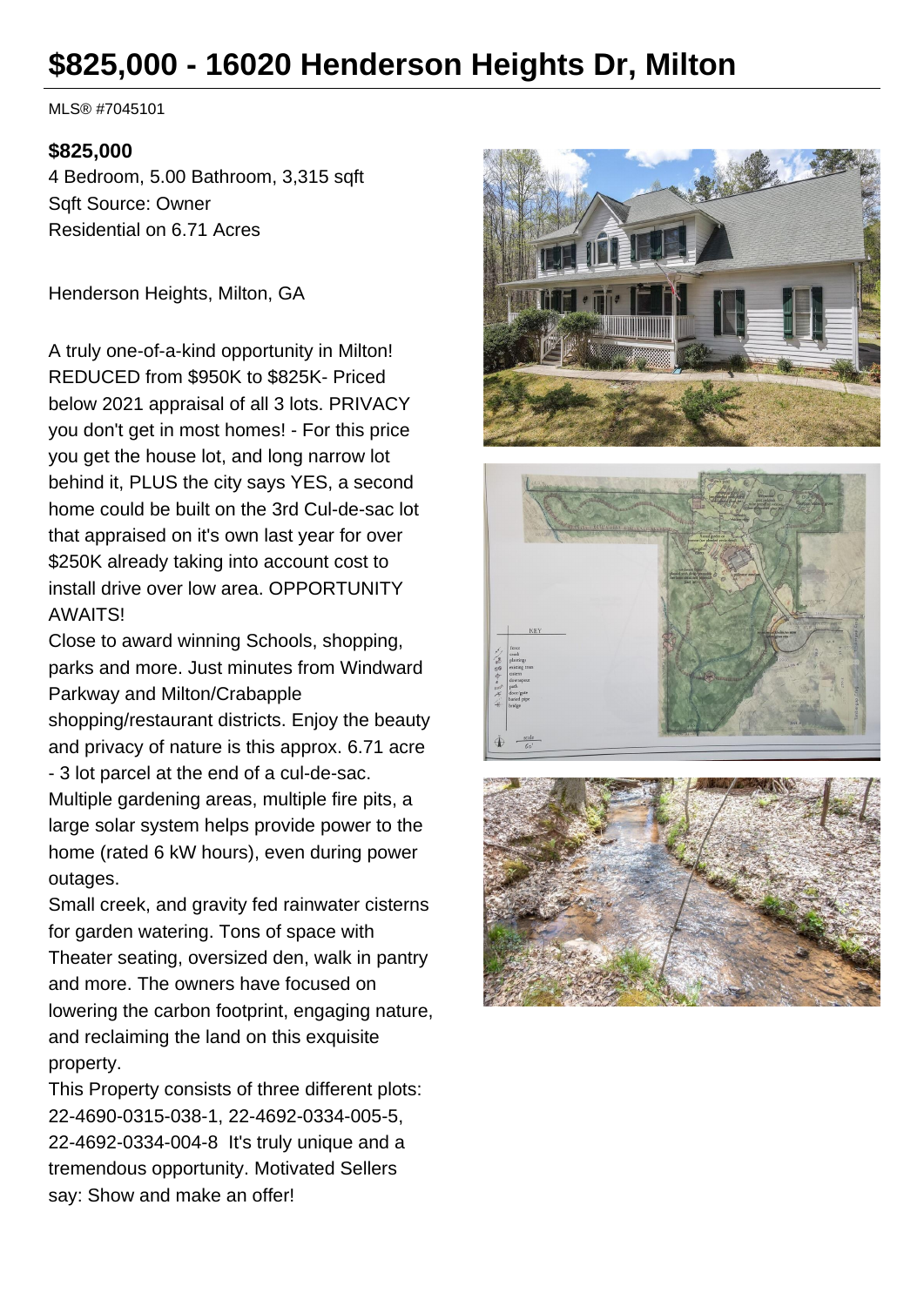# $825,000 - 16020 Henderson Heights Dr, Milton

MLS® #7045101

**$825,000**

4 Bedroom, 5.00 Bathroom, 3,315 sqft
Sqft Source: Owner
Residential on 6.71 Acres

Henderson Heights, Milton, GA

A truly one-of-a-kind opportunity in Milton! REDUCED from $950K to $825K- Priced below 2021 appraisal of all 3 lots. PRIVACY you don't get in most homes! - For this price you get the house lot, and long narrow lot behind it, PLUS the city says YES, a second home could be built on the 3rd Cul-de-sac lot that appraised on it's own last year for over $250K already taking into account cost to install drive over low area. OPPORTUNITY AWAITS!

Close to award winning Schools, shopping, parks and more. Just minutes from Windward Parkway and Milton/Crabapple shopping/restaurant districts. Enjoy the beauty and privacy of nature is this approx. 6.71 acre - 3 lot parcel at the end of a cul-de-sac. Multiple gardening areas, multiple fire pits, a large solar system helps provide power to the home (rated 6 kW hours), even during power outages.

Small creek, and gravity fed rainwater cisterns for garden watering. Tons of space with Theater seating, oversized den, walk in pantry and more. The owners have focused on lowering the carbon footprint, engaging nature, and reclaiming the land on this exquisite property.

This Property consists of three different plots: 22-4690-0315-038-1, 22-4692-0334-005-5, 22-4692-0334-004-8 It's truly unique and a tremendous opportunity. Motivated Sellers say: Show and make an offer!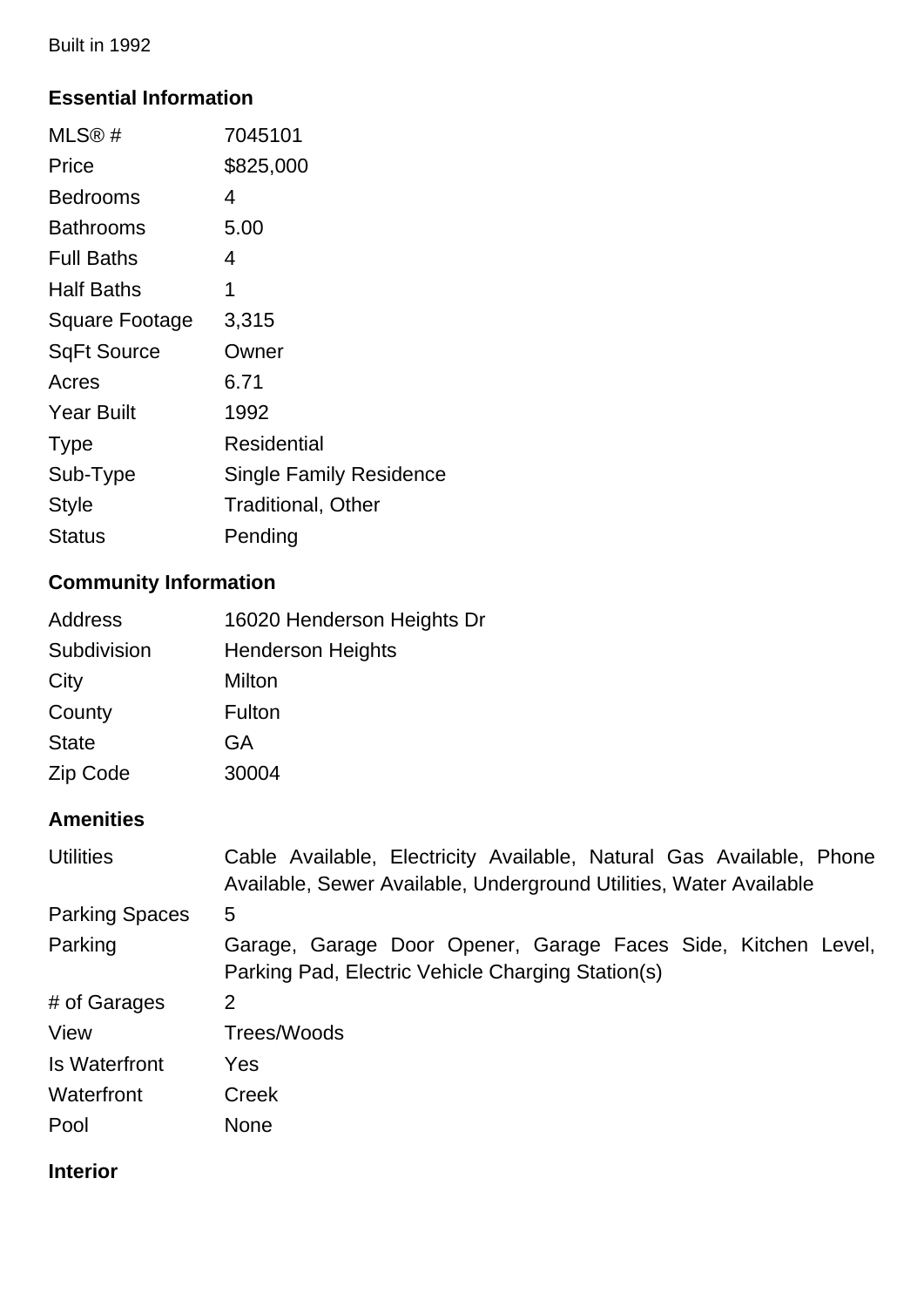Built in 1992

## Essential Information

| | |
|---|---|
| MLS® # | 7045101 |
| Price | $825,000 |
| Bedrooms | 4 |
| Bathrooms | 5.00 |
| Full Baths | 4 |
| Half Baths | 1 |
| Square Footage | 3,315 |
| SqFt Source | Owner |
| Acres | 6.71 |
| Year Built | 1992 |
| Type | Residential |
| Sub-Type | Single Family Residence |
| Style | Traditional, Other |
| Status | Pending |

## Community Information

| | |
|---|---|
| Address | 16020 Henderson Heights Dr |
| Subdivision | Henderson Heights |
| City | Milton |
| County | Fulton |
| State | GA |
| Zip Code | 30004 |

## Amenities

| | |
|---|---|
| Utilities | Cable Available, Electricity Available, Natural Gas Available, Phone Available, Sewer Available, Underground Utilities, Water Available |
| Parking Spaces | 5 |
| Parking | Garage, Garage Door Opener, Garage Faces Side, Kitchen Level, Parking Pad, Electric Vehicle Charging Station(s) |
| # of Garages | 2 |
| View | Trees/Woods |
| Is Waterfront | Yes |
| Waterfront | Creek |
| Pool | None |

## Interior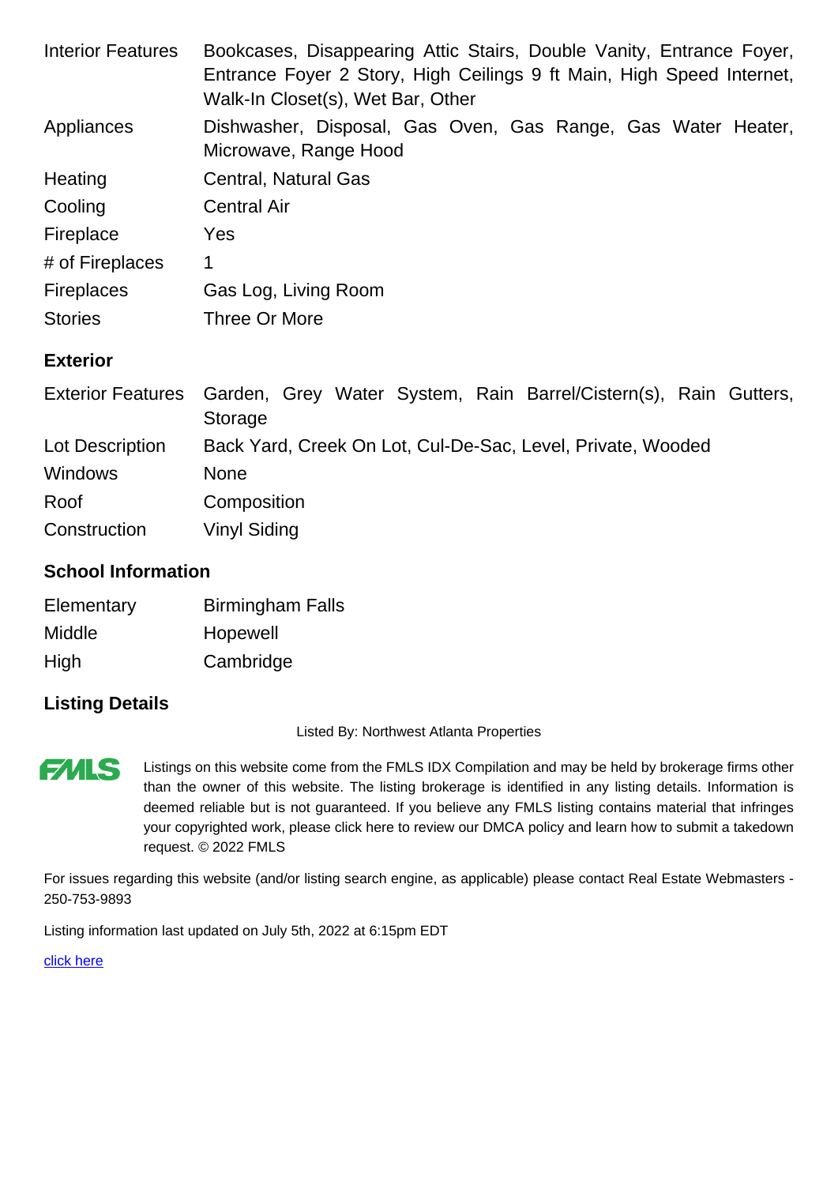| | |
|---|---|
| Interior Features | Bookcases, Disappearing Attic Stairs, Double Vanity, Entrance Foyer, Entrance Foyer 2 Story, High Ceilings 9 ft Main, High Speed Internet, Walk-In Closet(s), Wet Bar, Other |
| Appliances | Dishwasher, Disposal, Gas Oven, Gas Range, Gas Water Heater, Microwave, Range Hood |
| Heating | Central, Natural Gas |
| Cooling | Central Air |
| Fireplace | Yes |
| # of Fireplaces | 1 |
| Fireplaces | Gas Log, Living Room |
| Stories | Three Or More |

## Exterior

| | |
|---|---|
| Exterior Features | Garden, Grey Water System, Rain Barrel/Cistern(s), Rain Gutters, Storage |
| Lot Description | Back Yard, Creek On Lot, Cul-De-Sac, Level, Private, Wooded |
| Windows | None |
| Roof | Composition |
| Construction | Vinyl Siding |

## School Information

| | |
|---|---|
| Elementary | Birmingham Falls |
| Middle | Hopewell |
| High | Cambridge |

## Listing Details

Listed By: Northwest Atlanta Properties

FMLS

Listings on this website come from the FMLS IDX Compilation and may be held by brokerage firms other than the owner of this website. The listing brokerage is identified in any listing details. Information is deemed reliable but is not guaranteed. If you believe any FMLS listing contains material that infringes your copyrighted work, please click here to review our DMCA policy and learn how to submit a takedown request. © 2022 FMLS

For issues regarding this website (and/or listing search engine, as applicable) please contact Real Estate Webmasters - 250-753-9893

Listing information last updated on July 5th, 2022 at 6:15pm EDT

click here